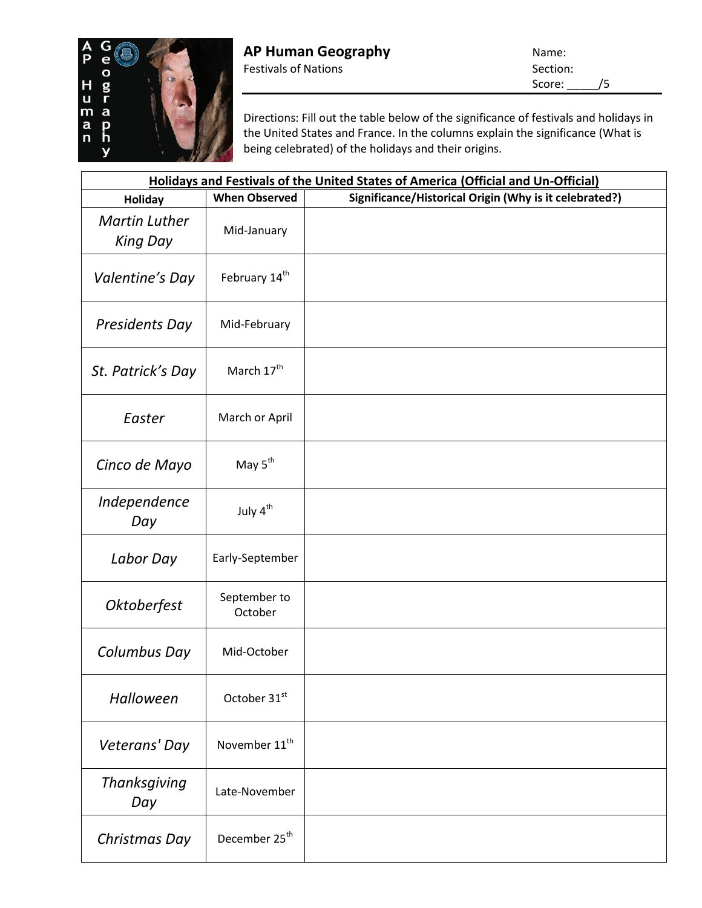# AP Human Geography

Festivals of Nations

Name:

Section:

Score: _____/5

Directions: Fill out the table below of the significance of festivals and holidays in the United States and France. In the columns explain the significance (What is being celebrated) of the holidays and their origins.

| Holidays and Festivals of the United States of America (Official and Un-Official) | | |
|---|---|---|
| **Holiday** | **When Observed** | **Significance/Historical Origin (Why is it celebrated?)** |
| *Martin Luther King Day* | Mid-January | |
| *Valentine's Day* | February 14th | |
| *Presidents Day* | Mid-February | |
| *St. Patrick's Day* | March 17th | |
| *Easter* | March or April | |
| *Cinco de Mayo* | May 5th | |
| *Independence Day* | July 4th | |
| *Labor Day* | Early-September | |
| *Oktoberfest* | September to October | |
| *Columbus Day* | Mid-October | |
| *Halloween* | October 31st | |
| *Veterans' Day* | November 11th | |
| *Thanksgiving Day* | Late-November | |
| *Christmas Day* | December 25th | |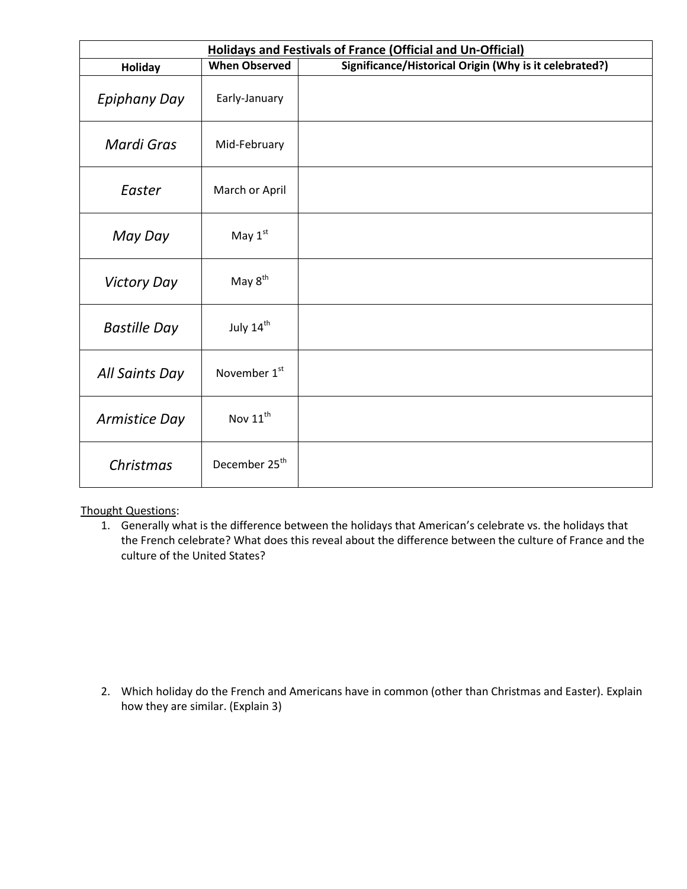| Holidays and Festivals of France (Official and Un-Official) | | |
|---|---|---|
| **Holiday** | **When Observed** | **Significance/Historical Origin (Why is it celebrated?)** |
| *Epiphany Day* | Early-January | |
| *Mardi Gras* | Mid-February | |
| *Easter* | March or April | |
| *May Day* | May 1st | |
| *Victory Day* | May 8th | |
| *Bastille Day* | July 14th | |
| *All Saints Day* | November 1st | |
| *Armistice Day* | Nov 11th | |
| *Christmas* | December 25th | |

Thought Questions:

1. Generally what is the difference between the holidays that American's celebrate vs. the holidays that the French celebrate? What does this reveal about the difference between the culture of France and the culture of the United States?

2. Which holiday do the French and Americans have in common (other than Christmas and Easter). Explain how they are similar. (Explain 3)